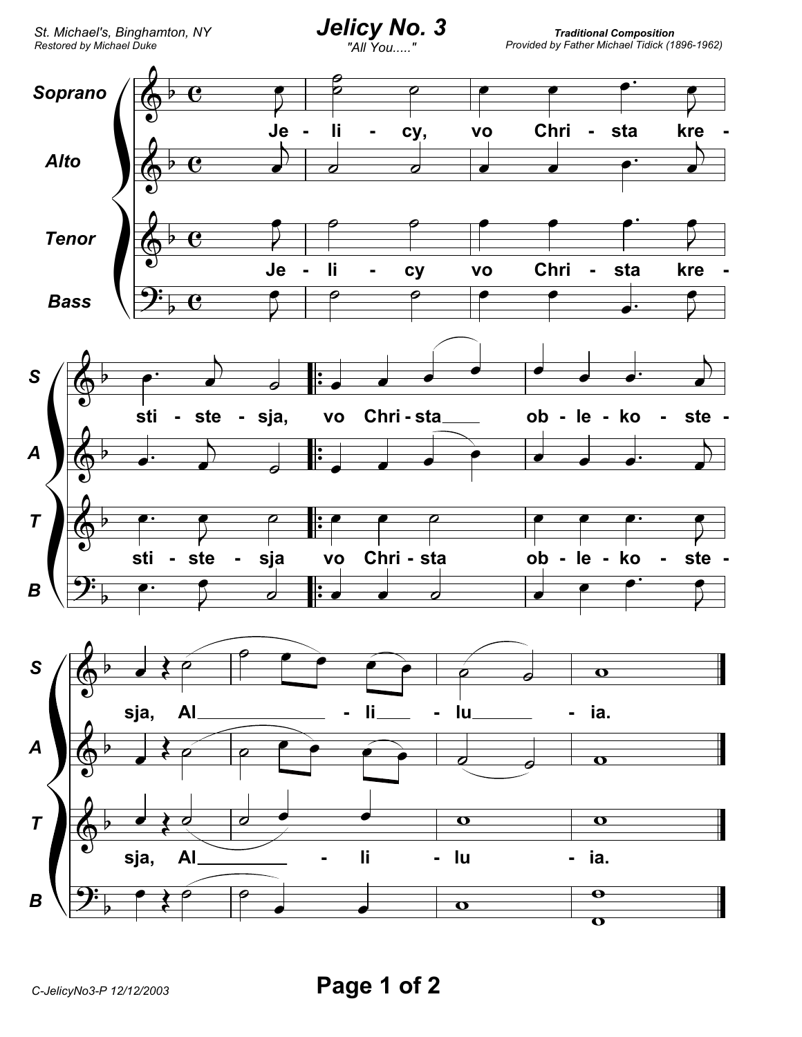St. Michael's, Binghamton, NY
Restored by Michael Duke

# Jelicy No. 3

*"All You....."*

**Traditional Composition**
Provided by Father Michael Tidick (1896-1962)

Soprano / Alto / Tenor / Bass

Je - li - cy, vo Chri - sta kre - sti - ste - sja, vo Chri - sta ob - le - ko - ste - sja, Al - li - lu - ia.

C-JelicyNo3-P 12/12/2003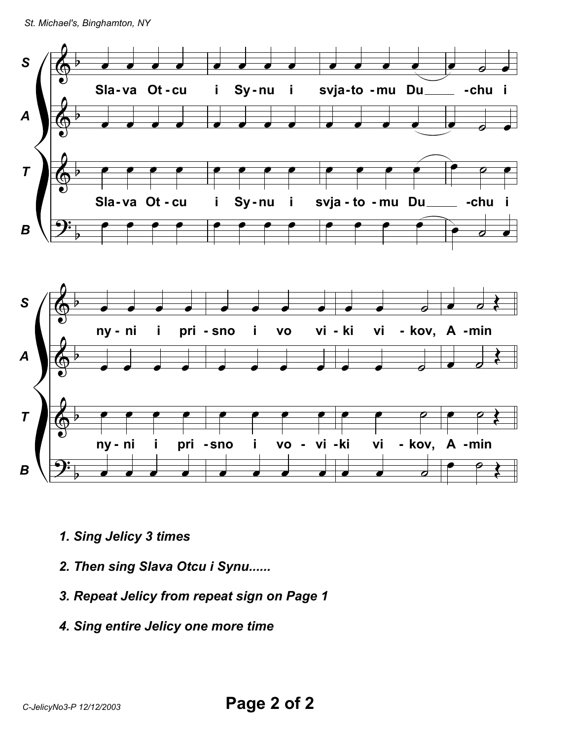Sla-va Ot-cu i Sy-nu i svja-to-mu Du___-chu i

ny-ni i pri-sno i vo vi-ki vi-kov, A-min

*1. Sing Jelicy 3 times*

*2. Then sing Slava Otcu i Synu......*

*3. Repeat Jelicy from repeat sign on Page 1*

*4. Sing entire Jelicy one more time*